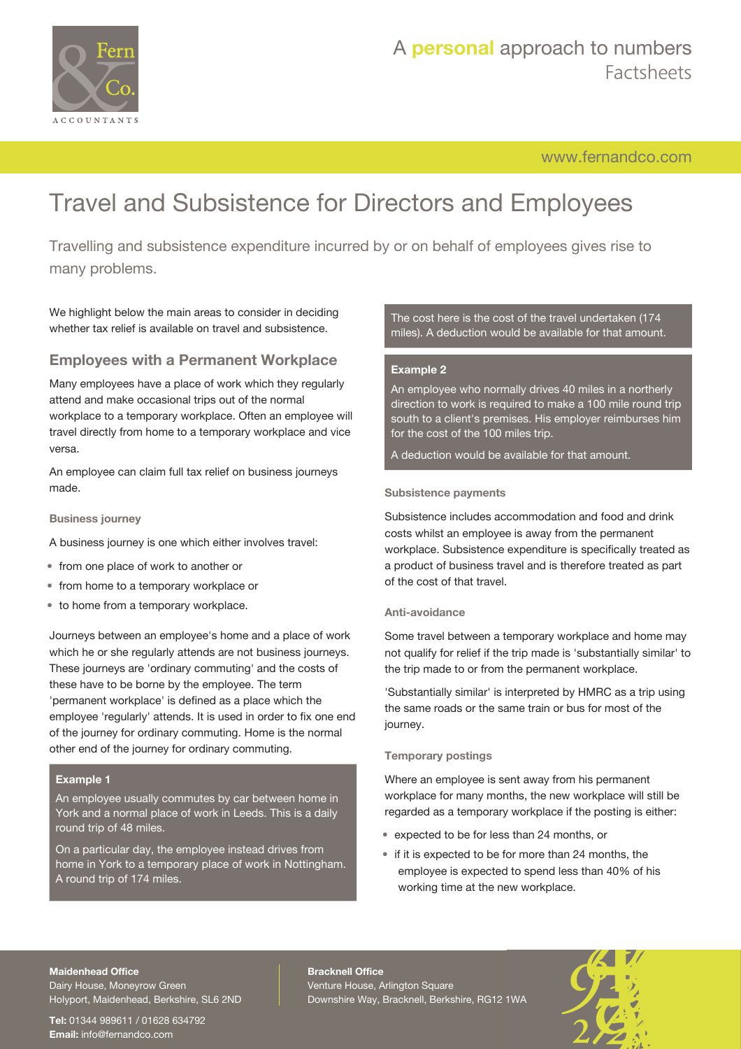# Travel and Subsistence for Directors and Employees

Travelling and subsistence expenditure incurred by or on behalf of employees gives rise to many problems.

We highlight below the main areas to consider in deciding whether tax relief is available on travel and subsistence.

## Employees with a Permanent Workplace

Many employees have a place of work which they regularly attend and make occasional trips out of the normal workplace to a temporary workplace. Often an employee will travel directly from home to a temporary workplace and vice versa.

An employee can claim full tax relief on business journeys made.

### Business journey

A business journey is one which either involves travel:

- from one place of work to another or
- from home to a temporary workplace or
- to home from a temporary workplace.

Journeys between an employee's home and a place of work which he or she regularly attends are not business journeys. These journeys are 'ordinary commuting' and the costs of these have to be borne by the employee. The term 'permanent workplace' is defined as a place which the employee 'regularly' attends. It is used in order to fix one end of the journey for ordinary commuting. Home is the normal other end of the journey for ordinary commuting.

**Example 1**

An employee usually commutes by car between home in York and a normal place of work in Leeds. This is a daily round trip of 48 miles.

On a particular day, the employee instead drives from home in York to a temporary place of work in Nottingham. A round trip of 174 miles.

The cost here is the cost of the travel undertaken (174 miles). A deduction would be available for that amount.

**Example 2**

An employee who normally drives 40 miles in a northerly direction to work is required to make a 100 mile round trip south to a client's premises. His employer reimburses him for the cost of the 100 miles trip.

A deduction would be available for that amount.

### Subsistence payments

Subsistence includes accommodation and food and drink costs whilst an employee is away from the permanent workplace. Subsistence expenditure is specifically treated as a product of business travel and is therefore treated as part of the cost of that travel.

### Anti-avoidance

Some travel between a temporary workplace and home may not qualify for relief if the trip made is 'substantially similar' to the trip made to or from the permanent workplace.

'Substantially similar' is interpreted by HMRC as a trip using the same roads or the same train or bus for most of the journey.

### Temporary postings

Where an employee is sent away from his permanent workplace for many months, the new workplace will still be regarded as a temporary workplace if the posting is either:

- expected to be for less than 24 months, or
- if it is expected to be for more than 24 months, the employee is expected to spend less than 40% of his working time at the new workplace.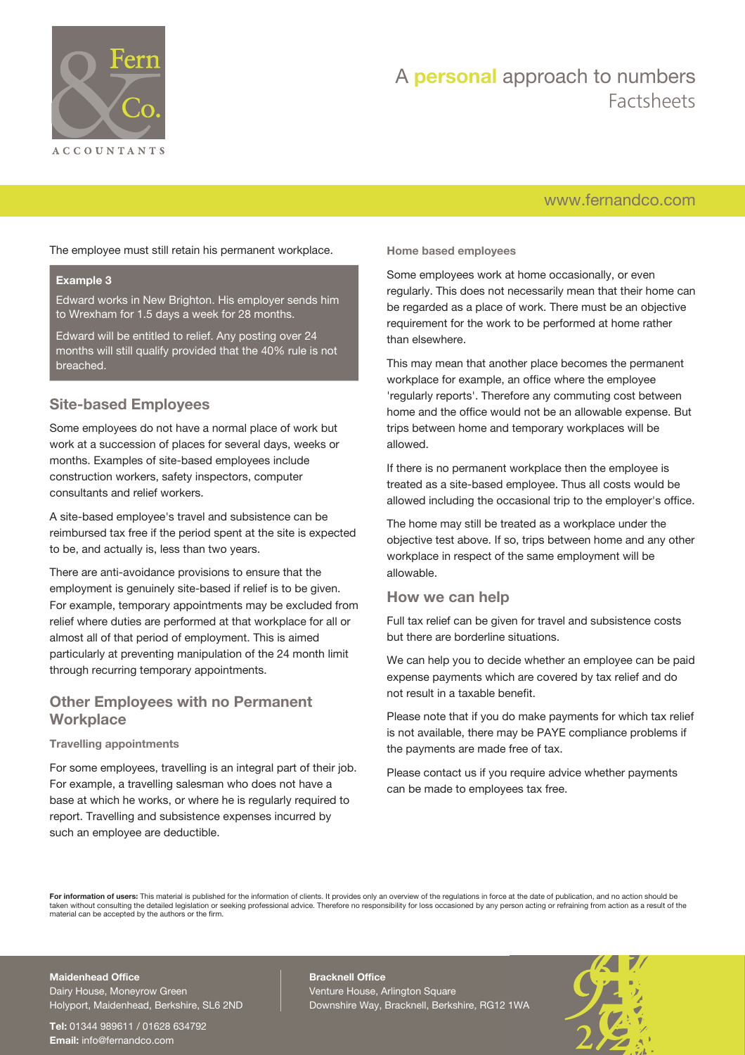The employee must still retain his permanent workplace.

> **Example 3**
>
> Edward works in New Brighton. His employer sends him to Wrexham for 1.5 days a week for 28 months.
>
> Edward will be entitled to relief. Any posting over 24 months will still qualify provided that the 40% rule is not breached.

## Site-based Employees

Some employees do not have a normal place of work but work at a succession of places for several days, weeks or months. Examples of site-based employees include construction workers, safety inspectors, computer consultants and relief workers.

A site-based employee's travel and subsistence can be reimbursed tax free if the period spent at the site is expected to be, and actually is, less than two years.

There are anti-avoidance provisions to ensure that the employment is genuinely site-based if relief is to be given. For example, temporary appointments may be excluded from relief where duties are performed at that workplace for all or almost all of that period of employment. This is aimed particularly at preventing manipulation of the 24 month limit through recurring temporary appointments.

## Other Employees with no Permanent Workplace

### Travelling appointments

For some employees, travelling is an integral part of their job. For example, a travelling salesman who does not have a base at which he works, or where he is regularly required to report. Travelling and subsistence expenses incurred by such an employee are deductible.

### Home based employees

Some employees work at home occasionally, or even regularly. This does not necessarily mean that their home can be regarded as a place of work. There must be an objective requirement for the work to be performed at home rather than elsewhere.

This may mean that another place becomes the permanent workplace for example, an office where the employee 'regularly reports'. Therefore any commuting cost between home and the office would not be an allowable expense. But trips between home and temporary workplaces will be allowed.

If there is no permanent workplace then the employee is treated as a site-based employee. Thus all costs would be allowed including the occasional trip to the employer's office.

The home may still be treated as a workplace under the objective test above. If so, trips between home and any other workplace in respect of the same employment will be allowable.

## How we can help

Full tax relief can be given for travel and subsistence costs but there are borderline situations.

We can help you to decide whether an employee can be paid expense payments which are covered by tax relief and do not result in a taxable benefit.

Please note that if you do make payments for which tax relief is not available, there may be PAYE compliance problems if the payments are made free of tax.

Please contact us if you require advice whether payments can be made to employees tax free.

**For information of users:** This material is published for the information of clients. It provides only an overview of the regulations in force at the date of publication, and no action should be taken without consulting the detailed legislation or seeking professional advice. Therefore no responsibility for loss occasioned by any person acting or refraining from action as a result of the material can be accepted by the authors or the firm.